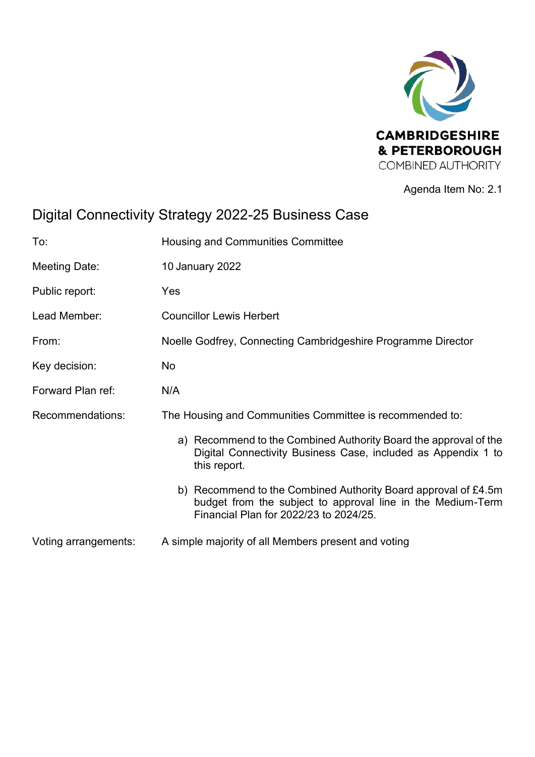CAMBRIDGESHIRE
& PETERBOROUGH
COMBINED AUTHORITY

Agenda Item No: 2.1

# Digital Connectivity Strategy 2022-25 Business Case

| | |
|---|---|
| To: | Housing and Communities Committee |
| Meeting Date: | 10 January 2022 |
| Public report: | Yes |
| Lead Member: | Councillor Lewis Herbert |
| From: | Noelle Godfrey, Connecting Cambridgeshire Programme Director |
| Key decision: | No |
| Forward Plan ref: | N/A |
| Recommendations: | The Housing and Communities Committee is recommended to: |

a) Recommend to the Combined Authority Board the approval of the Digital Connectivity Business Case, included as Appendix 1 to this report.

b) Recommend to the Combined Authority Board approval of £4.5m budget from the subject to approval line in the Medium-Term Financial Plan for 2022/23 to 2024/25.

| | |
|---|---|
| Voting arrangements: | A simple majority of all Members present and voting |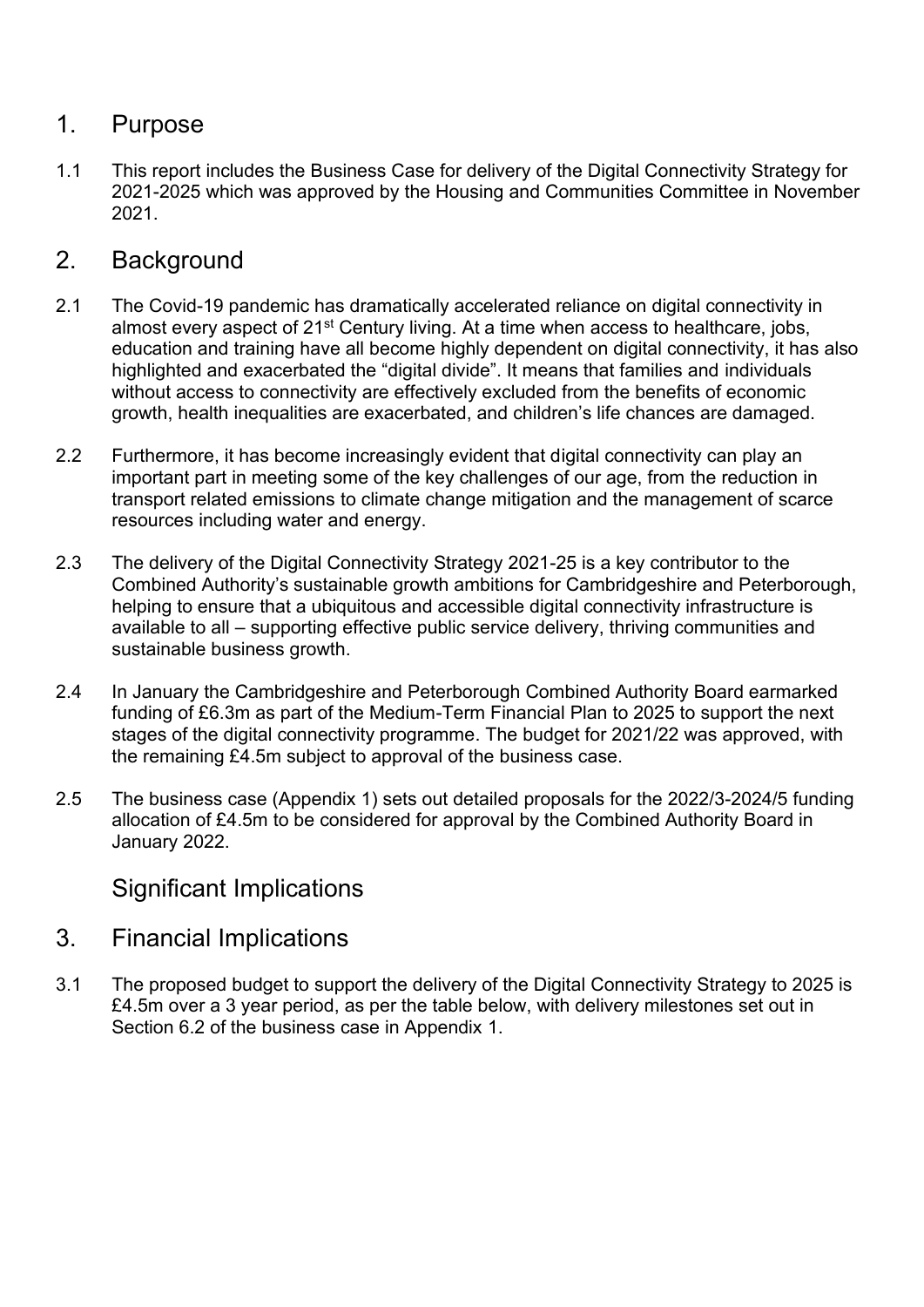## 1. Purpose

1.1 This report includes the Business Case for delivery of the Digital Connectivity Strategy for 2021-2025 which was approved by the Housing and Communities Committee in November 2021.

## 2. Background

2.1 The Covid-19 pandemic has dramatically accelerated reliance on digital connectivity in almost every aspect of 21st Century living. At a time when access to healthcare, jobs, education and training have all become highly dependent on digital connectivity, it has also highlighted and exacerbated the "digital divide". It means that families and individuals without access to connectivity are effectively excluded from the benefits of economic growth, health inequalities are exacerbated, and children's life chances are damaged.

2.2 Furthermore, it has become increasingly evident that digital connectivity can play an important part in meeting some of the key challenges of our age, from the reduction in transport related emissions to climate change mitigation and the management of scarce resources including water and energy.

2.3 The delivery of the Digital Connectivity Strategy 2021-25 is a key contributor to the Combined Authority's sustainable growth ambitions for Cambridgeshire and Peterborough, helping to ensure that a ubiquitous and accessible digital connectivity infrastructure is available to all – supporting effective public service delivery, thriving communities and sustainable business growth.

2.4 In January the Cambridgeshire and Peterborough Combined Authority Board earmarked funding of £6.3m as part of the Medium-Term Financial Plan to 2025 to support the next stages of the digital connectivity programme. The budget for 2021/22 was approved, with the remaining £4.5m subject to approval of the business case.

2.5 The business case (Appendix 1) sets out detailed proposals for the 2022/3-2024/5 funding allocation of £4.5m to be considered for approval by the Combined Authority Board in January 2022.

## Significant Implications

## 3. Financial Implications

3.1 The proposed budget to support the delivery of the Digital Connectivity Strategy to 2025 is £4.5m over a 3 year period, as per the table below, with delivery milestones set out in Section 6.2 of the business case in Appendix 1.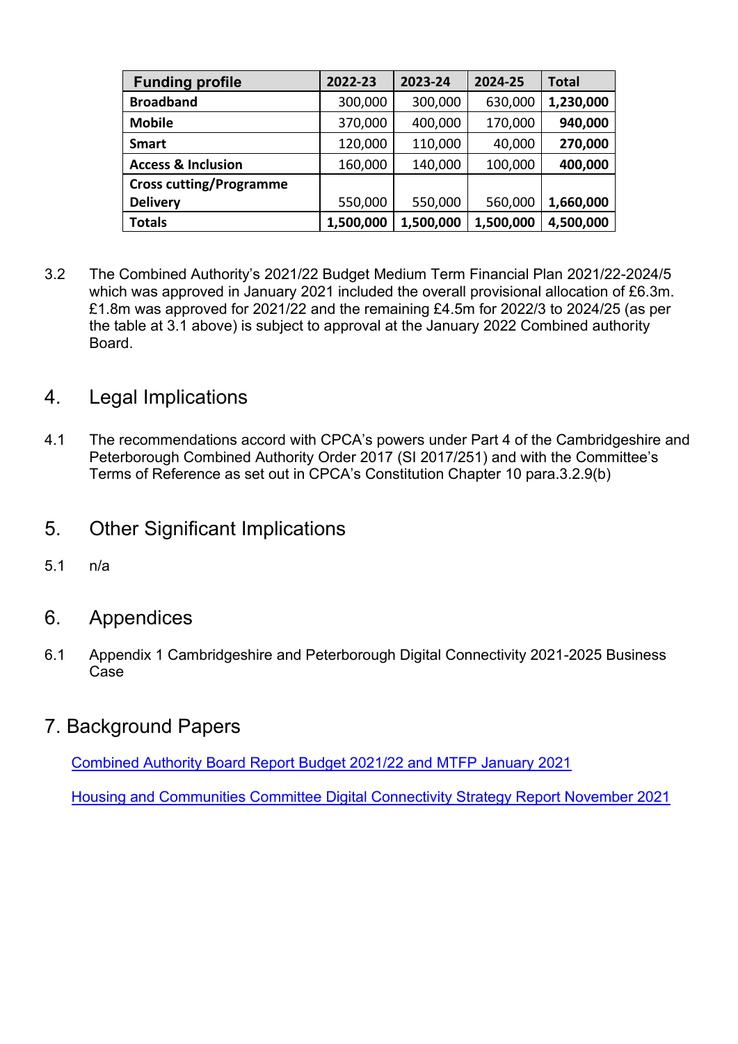| Funding profile | 2022-23 | 2023-24 | 2024-25 | Total |
|---|---|---|---|---|
| **Broadband** | 300,000 | 300,000 | 630,000 | **1,230,000** |
| **Mobile** | 370,000 | 400,000 | 170,000 | **940,000** |
| **Smart** | 120,000 | 110,000 | 40,000 | **270,000** |
| **Access & Inclusion** | 160,000 | 140,000 | 100,000 | **400,000** |
| **Cross cutting/Programme Delivery** | 550,000 | 550,000 | 560,000 | **1,660,000** |
| **Totals** | **1,500,000** | **1,500,000** | **1,500,000** | **4,500,000** |

3.2 The Combined Authority's 2021/22 Budget Medium Term Financial Plan 2021/22-2024/5 which was approved in January 2021 included the overall provisional allocation of £6.3m. £1.8m was approved for 2021/22 and the remaining £4.5m for 2022/3 to 2024/25 (as per the table at 3.1 above) is subject to approval at the January 2022 Combined authority Board.

## 4. Legal Implications

4.1 The recommendations accord with CPCA's powers under Part 4 of the Cambridgeshire and Peterborough Combined Authority Order 2017 (SI 2017/251) and with the Committee's Terms of Reference as set out in CPCA's Constitution Chapter 10 para.3.2.9(b)

## 5. Other Significant Implications

5.1 n/a

## 6. Appendices

6.1 Appendix 1 Cambridgeshire and Peterborough Digital Connectivity 2021-2025 Business Case

## 7. Background Papers

Combined Authority Board Report Budget 2021/22 and MTFP January 2021

Housing and Communities Committee Digital Connectivity Strategy Report November 2021